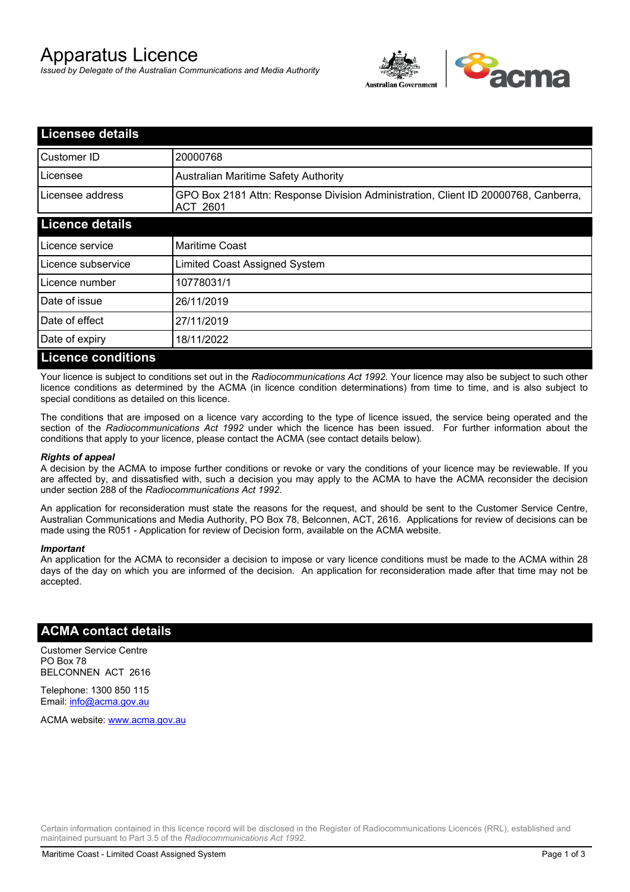# Apparatus Licence

*Issued by Delegate of the Australian Communications and Media Authority*

## Licensee details

| | |
|---|---|
| Customer ID | 20000768 |
| Licensee | Australian Maritime Safety Authority |
| Licensee address | GPO Box 2181 Attn: Response Division Administration, Client ID 20000768, Canberra, ACT 2601 |

## Licence details

| | |
|---|---|
| Licence service | Maritime Coast |
| Licence subservice | Limited Coast Assigned System |
| Licence number | 10778031/1 |
| Date of issue | 26/11/2019 |
| Date of effect | 27/11/2019 |
| Date of expiry | 18/11/2022 |

## Licence conditions

Your licence is subject to conditions set out in the *Radiocommunications Act 1992*. Your licence may also be subject to such other licence conditions as determined by the ACMA (in licence condition determinations) from time to time, and is also subject to special conditions as detailed on this licence.

The conditions that are imposed on a licence vary according to the type of licence issued, the service being operated and the section of the *Radiocommunications Act 1992* under which the licence has been issued. For further information about the conditions that apply to your licence, please contact the ACMA (see contact details below).

***Rights of appeal***

A decision by the ACMA to impose further conditions or revoke or vary the conditions of your licence may be reviewable. If you are affected by, and dissatisfied with, such a decision you may apply to the ACMA to have the ACMA reconsider the decision under section 288 of the *Radiocommunications Act 1992*.

An application for reconsideration must state the reasons for the request, and should be sent to the Customer Service Centre, Australian Communications and Media Authority, PO Box 78, Belconnen, ACT, 2616. Applications for review of decisions can be made using the R051 - Application for review of Decision form, available on the ACMA website.

***Important***

An application for the ACMA to reconsider a decision to impose or vary licence conditions must be made to the ACMA within 28 days of the day on which you are informed of the decision. An application for reconsideration made after that time may not be accepted.

## ACMA contact details

Customer Service Centre
PO Box 78
BELCONNEN ACT 2616

Telephone: 1300 850 115
Email: info@acma.gov.au

ACMA website: www.acma.gov.au

Certain information contained in this licence record will be disclosed in the Register of Radiocommunications Licences (RRL), established and maintained pursuant to Part 3.5 of the *Radiocommunications Act 1992.*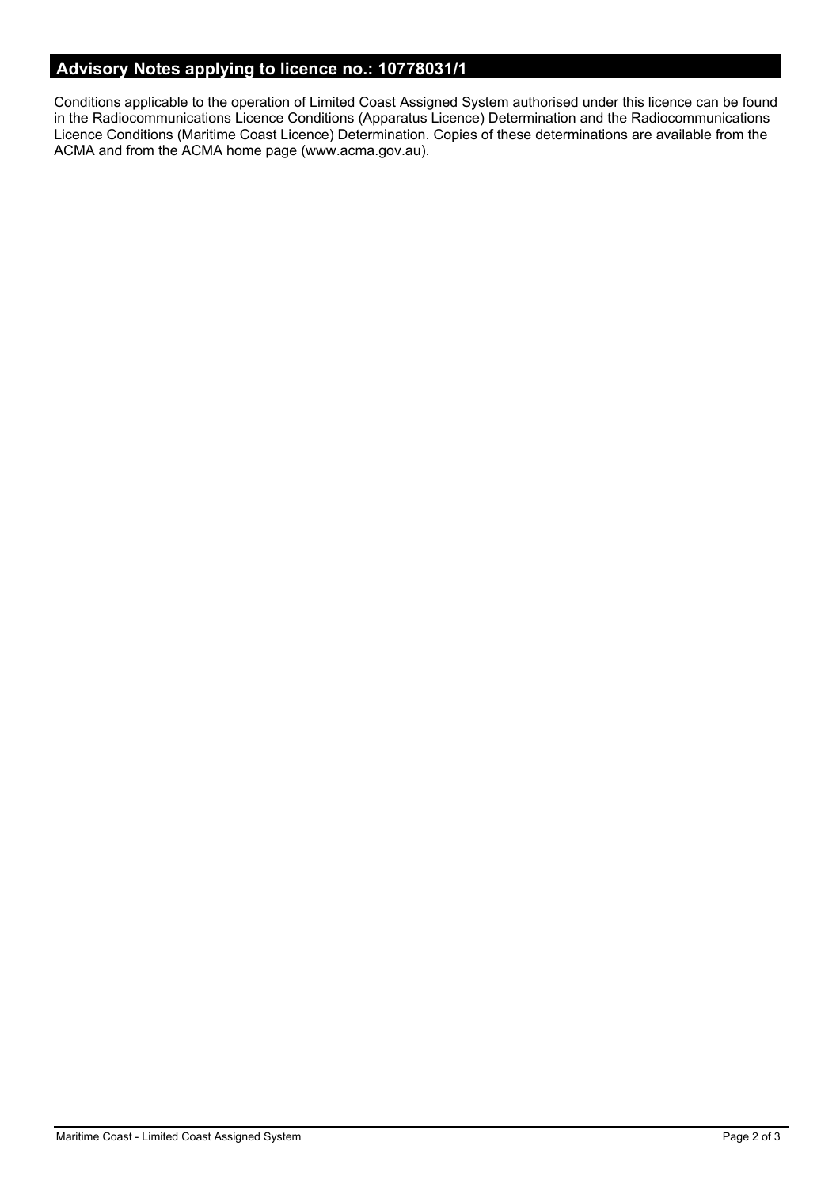## Advisory Notes applying to licence no.: 10778031/1

Conditions applicable to the operation of Limited Coast Assigned System authorised under this licence can be found in the Radiocommunications Licence Conditions (Apparatus Licence) Determination and the Radiocommunications Licence Conditions (Maritime Coast Licence) Determination. Copies of these determinations are available from the ACMA and from the ACMA home page (www.acma.gov.au).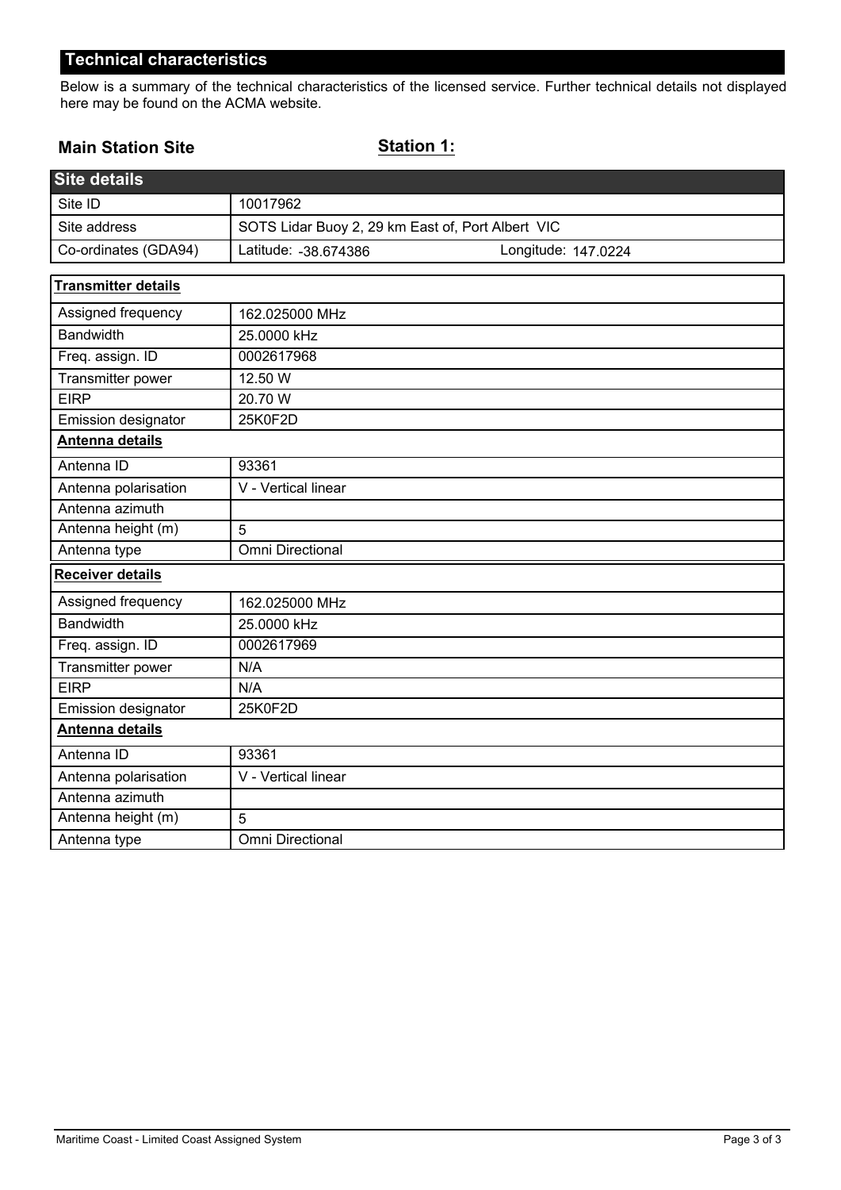## Technical characteristics

Below is a summary of the technical characteristics of the licensed service. Further technical details not displayed here may be found on the ACMA website.

**Main Station Site** **Station 1:**

| Site details | | |
|---|---|---|
| Site ID | 10017962 | |
| Site address | SOTS Lidar Buoy 2, 29 km East of, Port Albert VIC | |
| Co-ordinates (GDA94) | Latitude: -38.674386 | Longitude: 147.0224 |

| Transmitter details | |
|---|---|
| Assigned frequency | 162.025000 MHz |
| Bandwidth | 25.0000 kHz |
| Freq. assign. ID | 0002617968 |
| Transmitter power | 12.50 W |
| EIRP | 20.70 W |
| Emission designator | 25K0F2D |
| **Antenna details** | |
| Antenna ID | 93361 |
| Antenna polarisation | V - Vertical linear |
| Antenna azimuth | |
| Antenna height (m) | 5 |
| Antenna type | Omni Directional |
| **Receiver details** | |
| Assigned frequency | 162.025000 MHz |
| Bandwidth | 25.0000 kHz |
| Freq. assign. ID | 0002617969 |
| Transmitter power | N/A |
| EIRP | N/A |
| Emission designator | 25K0F2D |
| **Antenna details** | |
| Antenna ID | 93361 |
| Antenna polarisation | V - Vertical linear |
| Antenna azimuth | |
| Antenna height (m) | 5 |
| Antenna type | Omni Directional |

Maritime Coast - Limited Coast Assigned System